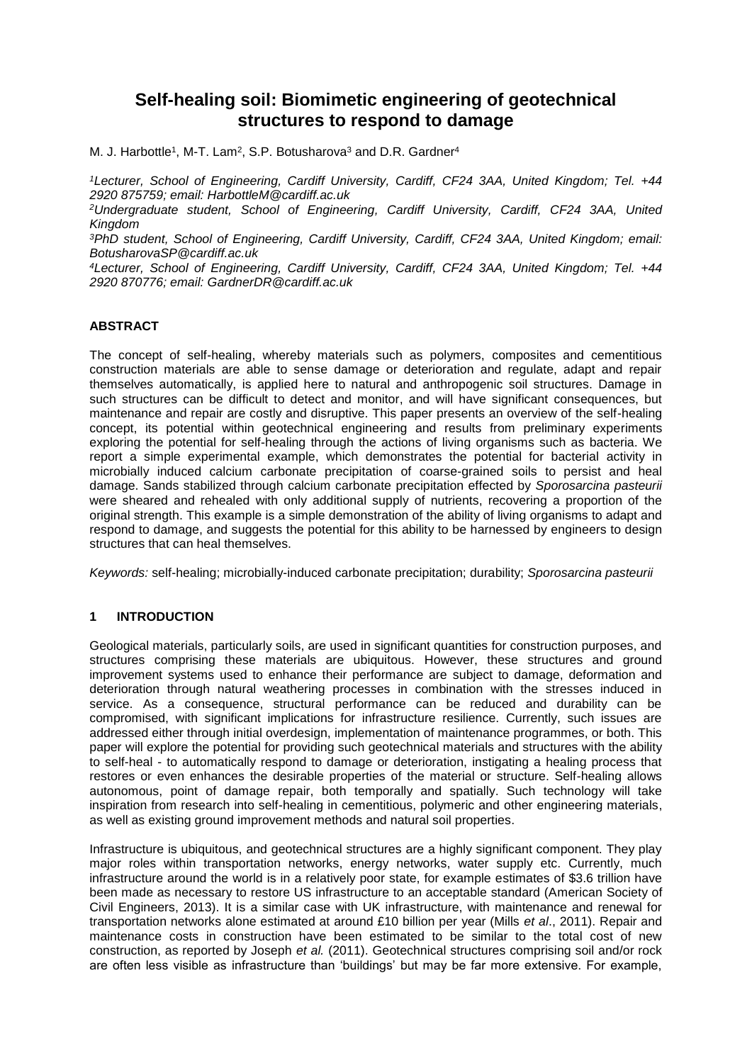# Self-healing soil: Biomimetic engineering of geotechnical structures to respond to damage

M. J. Harbottle[1], M-T. Lam[2], S.P. Botusharova[3] and D.R. Gardner[4]

*[1]Lecturer, School of Engineering, Cardiff University, Cardiff, CF24 3AA, United Kingdom; Tel. +44 2920 875759; email: HarbottleM@cardiff.ac.uk*

*[2]Undergraduate student, School of Engineering, Cardiff University, Cardiff, CF24 3AA, United Kingdom*

*[3]PhD student, School of Engineering, Cardiff University, Cardiff, CF24 3AA, United Kingdom; email: BotusharovaSP@cardiff.ac.uk*

*[4]Lecturer, School of Engineering, Cardiff University, Cardiff, CF24 3AA, United Kingdom; Tel. +44 2920 870776; email: GardnerDR@cardiff.ac.uk*

## ABSTRACT

The concept of self-healing, whereby materials such as polymers, composites and cementitious construction materials are able to sense damage or deterioration and regulate, adapt and repair themselves automatically, is applied here to natural and anthropogenic soil structures. Damage in such structures can be difficult to detect and monitor, and will have significant consequences, but maintenance and repair are costly and disruptive. This paper presents an overview of the self-healing concept, its potential within geotechnical engineering and results from preliminary experiments exploring the potential for self-healing through the actions of living organisms such as bacteria. We report a simple experimental example, which demonstrates the potential for bacterial activity in microbially induced calcium carbonate precipitation of coarse-grained soils to persist and heal damage. Sands stabilized through calcium carbonate precipitation effected by *Sporosarcina pasteurii* were sheared and rehealed with only additional supply of nutrients, recovering a proportion of the original strength. This example is a simple demonstration of the ability of living organisms to adapt and respond to damage, and suggests the potential for this ability to be harnessed by engineers to design structures that can heal themselves.

*Keywords:* self-healing; microbially-induced carbonate precipitation; durability; *Sporosarcina pasteurii*

## 1 INTRODUCTION

Geological materials, particularly soils, are used in significant quantities for construction purposes, and structures comprising these materials are ubiquitous. However, these structures and ground improvement systems used to enhance their performance are subject to damage, deformation and deterioration through natural weathering processes in combination with the stresses induced in service. As a consequence, structural performance can be reduced and durability can be compromised, with significant implications for infrastructure resilience. Currently, such issues are addressed either through initial overdesign, implementation of maintenance programmes, or both. This paper will explore the potential for providing such geotechnical materials and structures with the ability to self-heal - to automatically respond to damage or deterioration, instigating a healing process that restores or even enhances the desirable properties of the material or structure. Self-healing allows autonomous, point of damage repair, both temporally and spatially. Such technology will take inspiration from research into self-healing in cementitious, polymeric and other engineering materials, as well as existing ground improvement methods and natural soil properties.

Infrastructure is ubiquitous, and geotechnical structures are a highly significant component. They play major roles within transportation networks, energy networks, water supply etc. Currently, much infrastructure around the world is in a relatively poor state, for example estimates of \$3.6 trillion have been made as necessary to restore US infrastructure to an acceptable standard (American Society of Civil Engineers, 2013). It is a similar case with UK infrastructure, with maintenance and renewal for transportation networks alone estimated at around £10 billion per year (Mills *et al*., 2011). Repair and maintenance costs in construction have been estimated to be similar to the total cost of new construction, as reported by Joseph *et al.* (2011). Geotechnical structures comprising soil and/or rock are often less visible as infrastructure than 'buildings' but may be far more extensive. For example,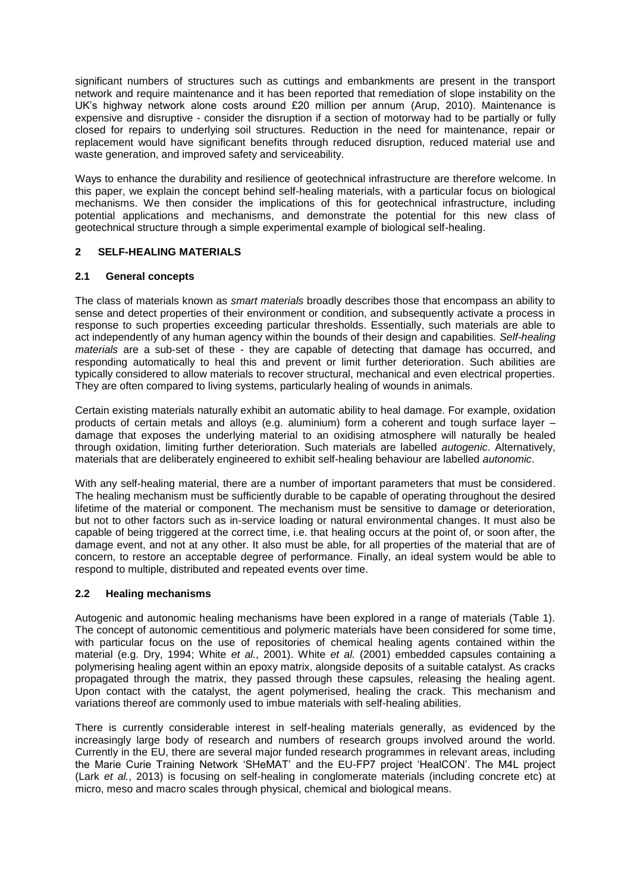significant numbers of structures such as cuttings and embankments are present in the transport network and require maintenance and it has been reported that remediation of slope instability on the UK's highway network alone costs around £20 million per annum (Arup, 2010). Maintenance is expensive and disruptive - consider the disruption if a section of motorway had to be partially or fully closed for repairs to underlying soil structures. Reduction in the need for maintenance, repair or replacement would have significant benefits through reduced disruption, reduced material use and waste generation, and improved safety and serviceability.

Ways to enhance the durability and resilience of geotechnical infrastructure are therefore welcome. In this paper, we explain the concept behind self-healing materials, with a particular focus on biological mechanisms. We then consider the implications of this for geotechnical infrastructure, including potential applications and mechanisms, and demonstrate the potential for this new class of geotechnical structure through a simple experimental example of biological self-healing.

## 2 SELF-HEALING MATERIALS

### 2.1 General concepts

The class of materials known as *smart materials* broadly describes those that encompass an ability to sense and detect properties of their environment or condition, and subsequently activate a process in response to such properties exceeding particular thresholds. Essentially, such materials are able to act independently of any human agency within the bounds of their design and capabilities. *Self-healing materials* are a sub-set of these - they are capable of detecting that damage has occurred, and responding automatically to heal this and prevent or limit further deterioration. Such abilities are typically considered to allow materials to recover structural, mechanical and even electrical properties. They are often compared to living systems, particularly healing of wounds in animals.

Certain existing materials naturally exhibit an automatic ability to heal damage. For example, oxidation products of certain metals and alloys (e.g. aluminium) form a coherent and tough surface layer – damage that exposes the underlying material to an oxidising atmosphere will naturally be healed through oxidation, limiting further deterioration. Such materials are labelled *autogenic*. Alternatively, materials that are deliberately engineered to exhibit self-healing behaviour are labelled *autonomic*.

With any self-healing material, there are a number of important parameters that must be considered. The healing mechanism must be sufficiently durable to be capable of operating throughout the desired lifetime of the material or component. The mechanism must be sensitive to damage or deterioration, but not to other factors such as in-service loading or natural environmental changes. It must also be capable of being triggered at the correct time, i.e. that healing occurs at the point of, or soon after, the damage event, and not at any other. It also must be able, for all properties of the material that are of concern, to restore an acceptable degree of performance. Finally, an ideal system would be able to respond to multiple, distributed and repeated events over time.

### 2.2 Healing mechanisms

Autogenic and autonomic healing mechanisms have been explored in a range of materials (Table 1). The concept of autonomic cementitious and polymeric materials have been considered for some time, with particular focus on the use of repositories of chemical healing agents contained within the material (e.g. Dry, 1994; White *et al.*, 2001). White *et al.* (2001) embedded capsules containing a polymerising healing agent within an epoxy matrix, alongside deposits of a suitable catalyst. As cracks propagated through the matrix, they passed through these capsules, releasing the healing agent. Upon contact with the catalyst, the agent polymerised, healing the crack. This mechanism and variations thereof are commonly used to imbue materials with self-healing abilities.

There is currently considerable interest in self-healing materials generally, as evidenced by the increasingly large body of research and numbers of research groups involved around the world. Currently in the EU, there are several major funded research programmes in relevant areas, including the Marie Curie Training Network 'SHeMAT' and the EU-FP7 project 'HealCON'. The M4L project (Lark *et al.*, 2013) is focusing on self-healing in conglomerate materials (including concrete etc) at micro, meso and macro scales through physical, chemical and biological means.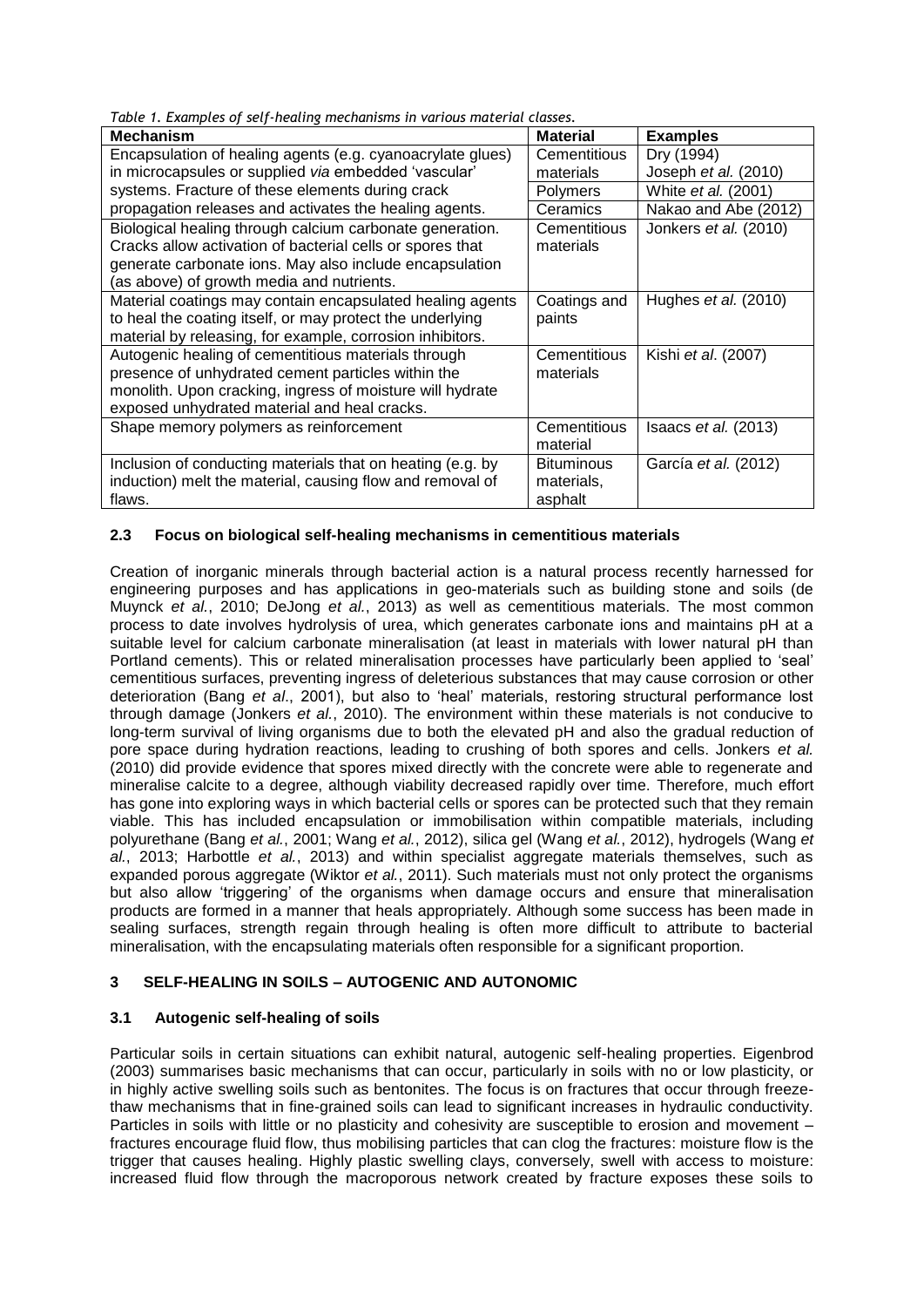*Table 1. Examples of self-healing mechanisms in various material classes.*

| Mechanism | Material | Examples |
|---|---|---|
| Encapsulation of healing agents (e.g. cyanoacrylate glues) in microcapsules or supplied *via* embedded 'vascular' systems. Fracture of these elements during crack propagation releases and activates the healing agents. | Cementitious materials | Dry (1994) Joseph *et al.* (2010) |
| | Polymers | White *et al.* (2001) |
| | Ceramics | Nakao and Abe (2012) |
| Biological healing through calcium carbonate generation. Cracks allow activation of bacterial cells or spores that generate carbonate ions. May also include encapsulation (as above) of growth media and nutrients. | Cementitious materials | Jonkers *et al.* (2010) |
| Material coatings may contain encapsulated healing agents to heal the coating itself, or may protect the underlying material by releasing, for example, corrosion inhibitors. | Coatings and paints | Hughes *et al.* (2010) |
| Autogenic healing of cementitious materials through presence of unhydrated cement particles within the monolith. Upon cracking, ingress of moisture will hydrate exposed unhydrated material and heal cracks. | Cementitious materials | Kishi *et al*. (2007) |
| Shape memory polymers as reinforcement | Cementitious material | Isaacs *et al.* (2013) |
| Inclusion of conducting materials that on heating (e.g. by induction) melt the material, causing flow and removal of flaws. | Bituminous materials, asphalt | García *et al.* (2012) |

### 2.3 Focus on biological self-healing mechanisms in cementitious materials

Creation of inorganic minerals through bacterial action is a natural process recently harnessed for engineering purposes and has applications in geo-materials such as building stone and soils (de Muynck *et al.*, 2010; DeJong *et al.*, 2013) as well as cementitious materials. The most common process to date involves hydrolysis of urea, which generates carbonate ions and maintains pH at a suitable level for calcium carbonate mineralisation (at least in materials with lower natural pH than Portland cements). This or related mineralisation processes have particularly been applied to 'seal' cementitious surfaces, preventing ingress of deleterious substances that may cause corrosion or other deterioration (Bang *et al*., 2001), but also to 'heal' materials, restoring structural performance lost through damage (Jonkers *et al.*, 2010). The environment within these materials is not conducive to long-term survival of living organisms due to both the elevated pH and also the gradual reduction of pore space during hydration reactions, leading to crushing of both spores and cells. Jonkers *et al.* (2010) did provide evidence that spores mixed directly with the concrete were able to regenerate and mineralise calcite to a degree, although viability decreased rapidly over time. Therefore, much effort has gone into exploring ways in which bacterial cells or spores can be protected such that they remain viable. This has included encapsulation or immobilisation within compatible materials, including polyurethane (Bang *et al.*, 2001; Wang *et al.*, 2012), silica gel (Wang *et al.*, 2012), hydrogels (Wang *et al.*, 2013; Harbottle *et al.*, 2013) and within specialist aggregate materials themselves, such as expanded porous aggregate (Wiktor *et al.*, 2011). Such materials must not only protect the organisms but also allow 'triggering' of the organisms when damage occurs and ensure that mineralisation products are formed in a manner that heals appropriately. Although some success has been made in sealing surfaces, strength regain through healing is often more difficult to attribute to bacterial mineralisation, with the encapsulating materials often responsible for a significant proportion.

## 3 SELF-HEALING IN SOILS – AUTOGENIC AND AUTONOMIC

### 3.1 Autogenic self-healing of soils

Particular soils in certain situations can exhibit natural, autogenic self-healing properties. Eigenbrod (2003) summarises basic mechanisms that can occur, particularly in soils with no or low plasticity, or in highly active swelling soils such as bentonites. The focus is on fractures that occur through freeze-thaw mechanisms that in fine-grained soils can lead to significant increases in hydraulic conductivity. Particles in soils with little or no plasticity and cohesivity are susceptible to erosion and movement – fractures encourage fluid flow, thus mobilising particles that can clog the fractures: moisture flow is the trigger that causes healing. Highly plastic swelling clays, conversely, swell with access to moisture: increased fluid flow through the macroporous network created by fracture exposes these soils to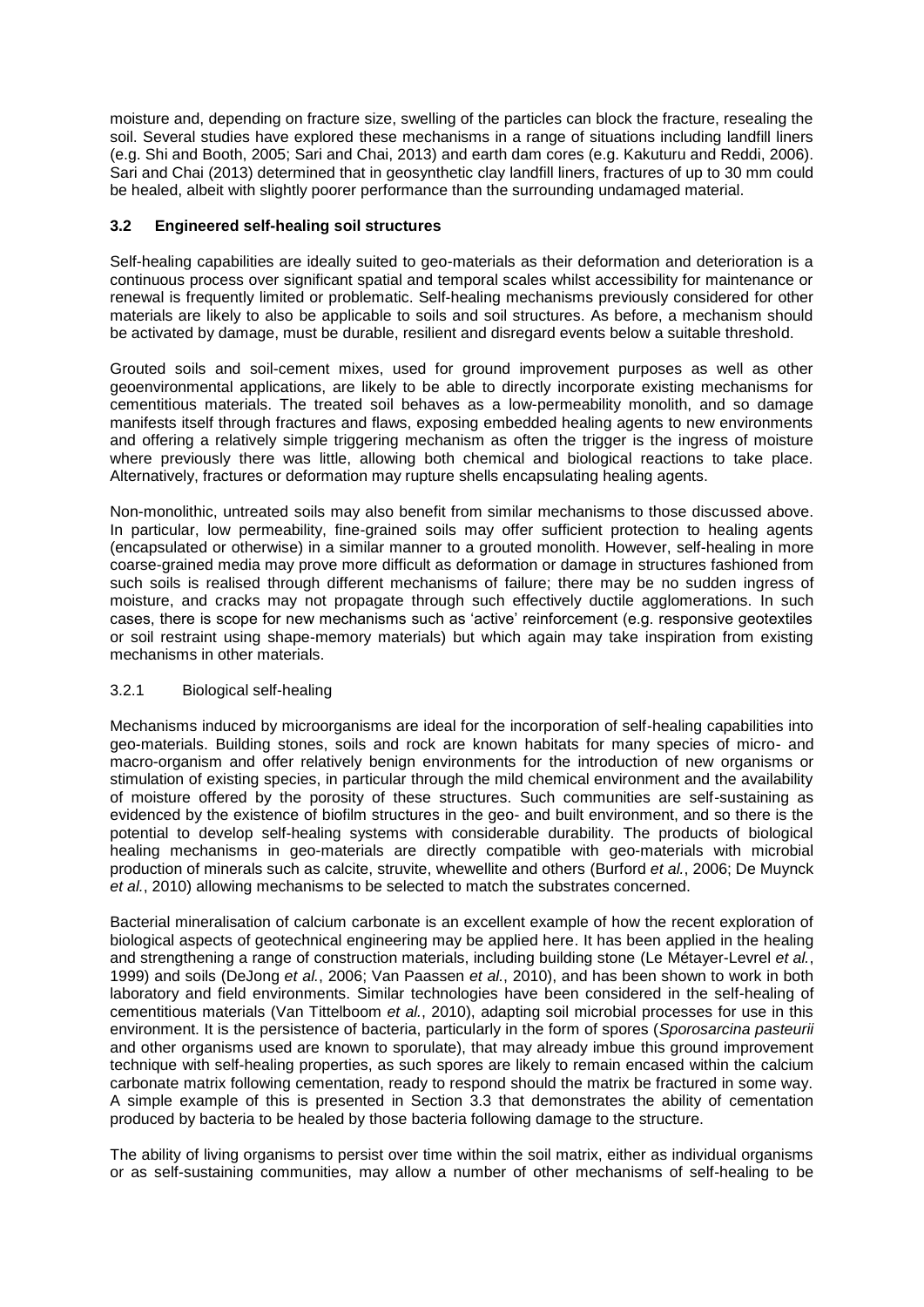moisture and, depending on fracture size, swelling of the particles can block the fracture, resealing the soil. Several studies have explored these mechanisms in a range of situations including landfill liners (e.g. Shi and Booth, 2005; Sari and Chai, 2013) and earth dam cores (e.g. Kakuturu and Reddi, 2006). Sari and Chai (2013) determined that in geosynthetic clay landfill liners, fractures of up to 30 mm could be healed, albeit with slightly poorer performance than the surrounding undamaged material.

### 3.2 Engineered self-healing soil structures

Self-healing capabilities are ideally suited to geo-materials as their deformation and deterioration is a continuous process over significant spatial and temporal scales whilst accessibility for maintenance or renewal is frequently limited or problematic. Self-healing mechanisms previously considered for other materials are likely to also be applicable to soils and soil structures. As before, a mechanism should be activated by damage, must be durable, resilient and disregard events below a suitable threshold.

Grouted soils and soil-cement mixes, used for ground improvement purposes as well as other geoenvironmental applications, are likely to be able to directly incorporate existing mechanisms for cementitious materials. The treated soil behaves as a low-permeability monolith, and so damage manifests itself through fractures and flaws, exposing embedded healing agents to new environments and offering a relatively simple triggering mechanism as often the trigger is the ingress of moisture where previously there was little, allowing both chemical and biological reactions to take place. Alternatively, fractures or deformation may rupture shells encapsulating healing agents.

Non-monolithic, untreated soils may also benefit from similar mechanisms to those discussed above. In particular, low permeability, fine-grained soils may offer sufficient protection to healing agents (encapsulated or otherwise) in a similar manner to a grouted monolith. However, self-healing in more coarse-grained media may prove more difficult as deformation or damage in structures fashioned from such soils is realised through different mechanisms of failure; there may be no sudden ingress of moisture, and cracks may not propagate through such effectively ductile agglomerations. In such cases, there is scope for new mechanisms such as 'active' reinforcement (e.g. responsive geotextiles or soil restraint using shape-memory materials) but which again may take inspiration from existing mechanisms in other materials.

#### 3.2.1 Biological self-healing

Mechanisms induced by microorganisms are ideal for the incorporation of self-healing capabilities into geo-materials. Building stones, soils and rock are known habitats for many species of micro- and macro-organism and offer relatively benign environments for the introduction of new organisms or stimulation of existing species, in particular through the mild chemical environment and the availability of moisture offered by the porosity of these structures. Such communities are self-sustaining as evidenced by the existence of biofilm structures in the geo- and built environment, and so there is the potential to develop self-healing systems with considerable durability. The products of biological healing mechanisms in geo-materials are directly compatible with geo-materials with microbial production of minerals such as calcite, struvite, whewellite and others (Burford *et al.*, 2006; De Muynck *et al.*, 2010) allowing mechanisms to be selected to match the substrates concerned.

Bacterial mineralisation of calcium carbonate is an excellent example of how the recent exploration of biological aspects of geotechnical engineering may be applied here. It has been applied in the healing and strengthening a range of construction materials, including building stone (Le Métayer-Levrel *et al.*, 1999) and soils (DeJong *et al.*, 2006; Van Paassen *et al.*, 2010), and has been shown to work in both laboratory and field environments. Similar technologies have been considered in the self-healing of cementitious materials (Van Tittelboom *et al.*, 2010), adapting soil microbial processes for use in this environment. It is the persistence of bacteria, particularly in the form of spores (*Sporosarcina pasteurii* and other organisms used are known to sporulate), that may already imbue this ground improvement technique with self-healing properties, as such spores are likely to remain encased within the calcium carbonate matrix following cementation, ready to respond should the matrix be fractured in some way. A simple example of this is presented in Section 3.3 that demonstrates the ability of cementation produced by bacteria to be healed by those bacteria following damage to the structure.

The ability of living organisms to persist over time within the soil matrix, either as individual organisms or as self-sustaining communities, may allow a number of other mechanisms of self-healing to be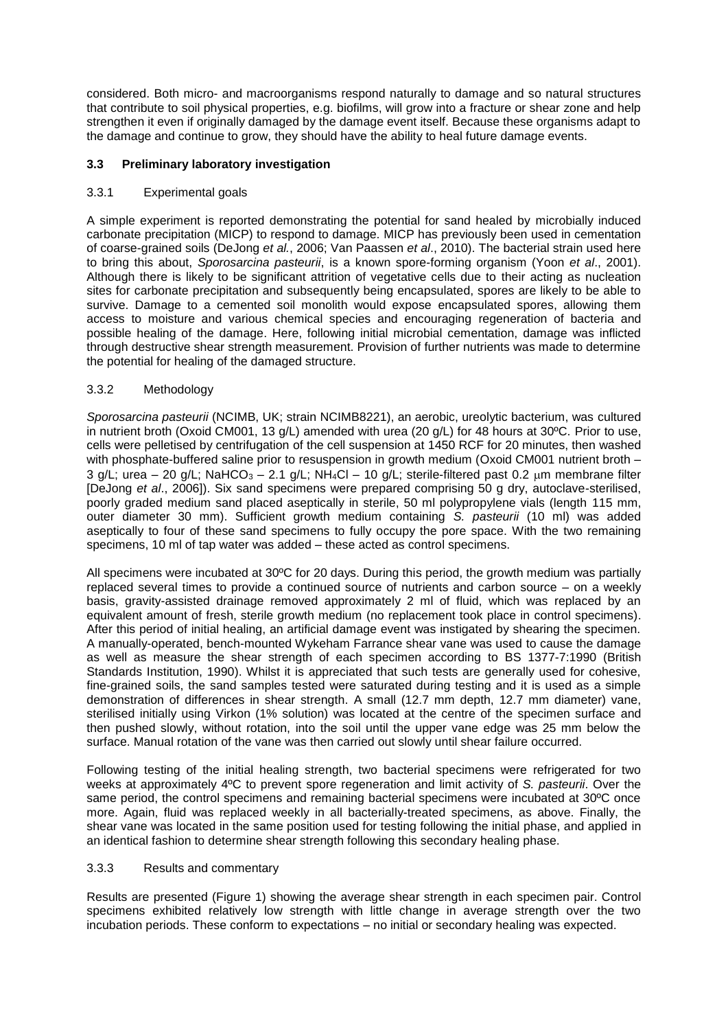considered. Both micro- and macroorganisms respond naturally to damage and so natural structures that contribute to soil physical properties, e.g. biofilms, will grow into a fracture or shear zone and help strengthen it even if originally damaged by the damage event itself. Because these organisms adapt to the damage and continue to grow, they should have the ability to heal future damage events.

### 3.3 Preliminary laboratory investigation

#### 3.3.1 Experimental goals

A simple experiment is reported demonstrating the potential for sand healed by microbially induced carbonate precipitation (MICP) to respond to damage. MICP has previously been used in cementation of coarse-grained soils (DeJong *et al.*, 2006; Van Paassen *et al*., 2010). The bacterial strain used here to bring this about, *Sporosarcina pasteurii*, is a known spore-forming organism (Yoon *et al*., 2001). Although there is likely to be significant attrition of vegetative cells due to their acting as nucleation sites for carbonate precipitation and subsequently being encapsulated, spores are likely to be able to survive. Damage to a cemented soil monolith would expose encapsulated spores, allowing them access to moisture and various chemical species and encouraging regeneration of bacteria and possible healing of the damage. Here, following initial microbial cementation, damage was inflicted through destructive shear strength measurement. Provision of further nutrients was made to determine the potential for healing of the damaged structure.

#### 3.3.2 Methodology

*Sporosarcina pasteurii* (NCIMB, UK; strain NCIMB8221), an aerobic, ureolytic bacterium, was cultured in nutrient broth (Oxoid CM001, 13 g/L) amended with urea (20 g/L) for 48 hours at 30ºC. Prior to use, cells were pelletised by centrifugation of the cell suspension at 1450 RCF for 20 minutes, then washed with phosphate-buffered saline prior to resuspension in growth medium (Oxoid CM001 nutrient broth – 3 g/L; urea – 20 g/L; $NaHCO_3$ – 2.1 g/L; $NH_4Cl$ – 10 g/L; sterile-filtered past 0.2 $\mu$m membrane filter [DeJong *et al*., 2006]). Six sand specimens were prepared comprising 50 g dry, autoclave-sterilised, poorly graded medium sand placed aseptically in sterile, 50 ml polypropylene vials (length 115 mm, outer diameter 30 mm). Sufficient growth medium containing *S. pasteurii* (10 ml) was added aseptically to four of these sand specimens to fully occupy the pore space. With the two remaining specimens, 10 ml of tap water was added – these acted as control specimens.

All specimens were incubated at 30ºC for 20 days. During this period, the growth medium was partially replaced several times to provide a continued source of nutrients and carbon source – on a weekly basis, gravity-assisted drainage removed approximately 2 ml of fluid, which was replaced by an equivalent amount of fresh, sterile growth medium (no replacement took place in control specimens). After this period of initial healing, an artificial damage event was instigated by shearing the specimen. A manually-operated, bench-mounted Wykeham Farrance shear vane was used to cause the damage as well as measure the shear strength of each specimen according to BS 1377-7:1990 (British Standards Institution, 1990). Whilst it is appreciated that such tests are generally used for cohesive, fine-grained soils, the sand samples tested were saturated during testing and it is used as a simple demonstration of differences in shear strength. A small (12.7 mm depth, 12.7 mm diameter) vane, sterilised initially using Virkon (1% solution) was located at the centre of the specimen surface and then pushed slowly, without rotation, into the soil until the upper vane edge was 25 mm below the surface. Manual rotation of the vane was then carried out slowly until shear failure occurred.

Following testing of the initial healing strength, two bacterial specimens were refrigerated for two weeks at approximately 4ºC to prevent spore regeneration and limit activity of *S. pasteurii*. Over the same period, the control specimens and remaining bacterial specimens were incubated at 30ºC once more. Again, fluid was replaced weekly in all bacterially-treated specimens, as above. Finally, the shear vane was located in the same position used for testing following the initial phase, and applied in an identical fashion to determine shear strength following this secondary healing phase.

#### 3.3.3 Results and commentary

Results are presented (Figure 1) showing the average shear strength in each specimen pair. Control specimens exhibited relatively low strength with little change in average strength over the two incubation periods. These conform to expectations – no initial or secondary healing was expected.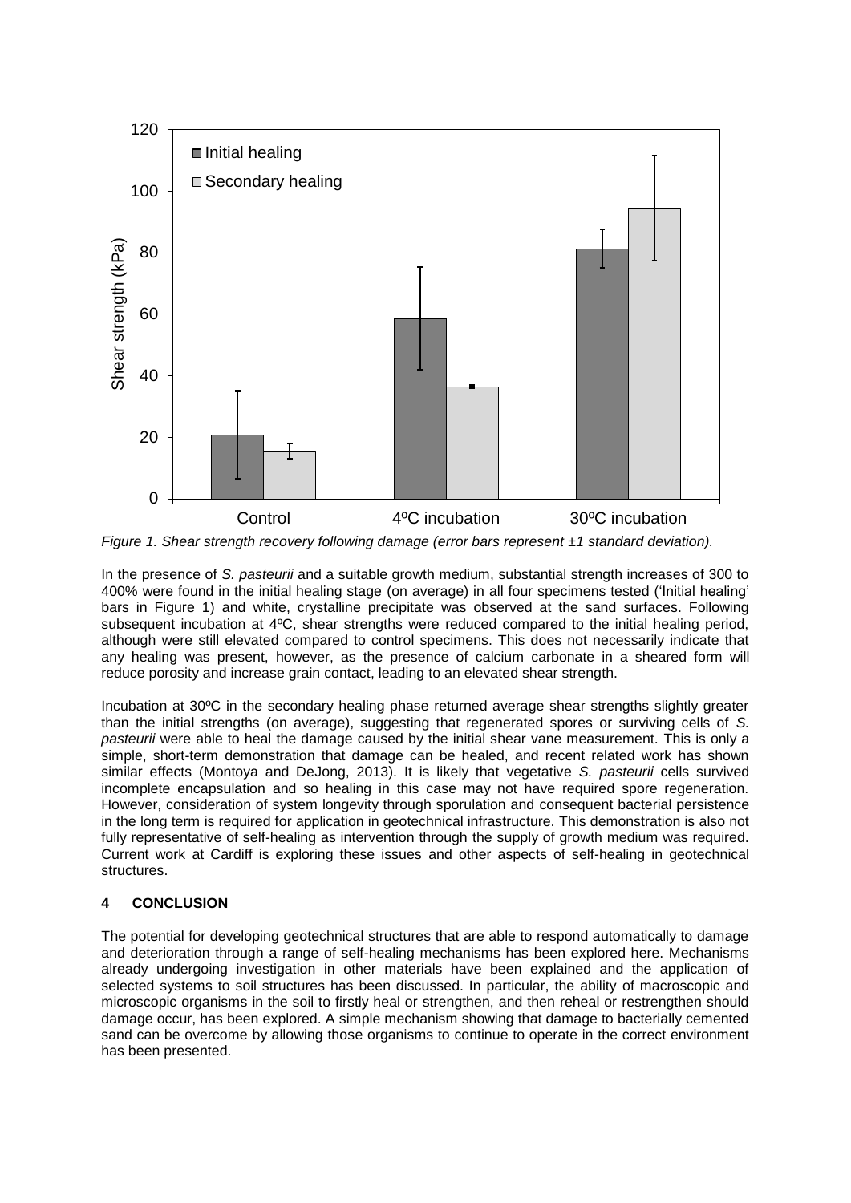*Figure 1. Shear strength recovery following damage (error bars represent ±1 standard deviation).*

In the presence of *S. pasteurii* and a suitable growth medium, substantial strength increases of 300 to 400% were found in the initial healing stage (on average) in all four specimens tested ('Initial healing' bars in Figure 1) and white, crystalline precipitate was observed at the sand surfaces. Following subsequent incubation at 4ºC, shear strengths were reduced compared to the initial healing period, although were still elevated compared to control specimens. This does not necessarily indicate that any healing was present, however, as the presence of calcium carbonate in a sheared form will reduce porosity and increase grain contact, leading to an elevated shear strength.

Incubation at 30ºC in the secondary healing phase returned average shear strengths slightly greater than the initial strengths (on average), suggesting that regenerated spores or surviving cells of *S. pasteurii* were able to heal the damage caused by the initial shear vane measurement. This is only a simple, short-term demonstration that damage can be healed, and recent related work has shown similar effects (Montoya and DeJong, 2013). It is likely that vegetative *S. pasteurii* cells survived incomplete encapsulation and so healing in this case may not have required spore regeneration. However, consideration of system longevity through sporulation and consequent bacterial persistence in the long term is required for application in geotechnical infrastructure. This demonstration is also not fully representative of self-healing as intervention through the supply of growth medium was required. Current work at Cardiff is exploring these issues and other aspects of self-healing in geotechnical structures.

## 4 CONCLUSION

The potential for developing geotechnical structures that are able to respond automatically to damage and deterioration through a range of self-healing mechanisms has been explored here. Mechanisms already undergoing investigation in other materials have been explained and the application of selected systems to soil structures has been discussed. In particular, the ability of macroscopic and microscopic organisms in the soil to firstly heal or strengthen, and then reheal or restrengthen should damage occur, has been explored. A simple mechanism showing that damage to bacterially cemented sand can be overcome by allowing those organisms to continue to operate in the correct environment has been presented.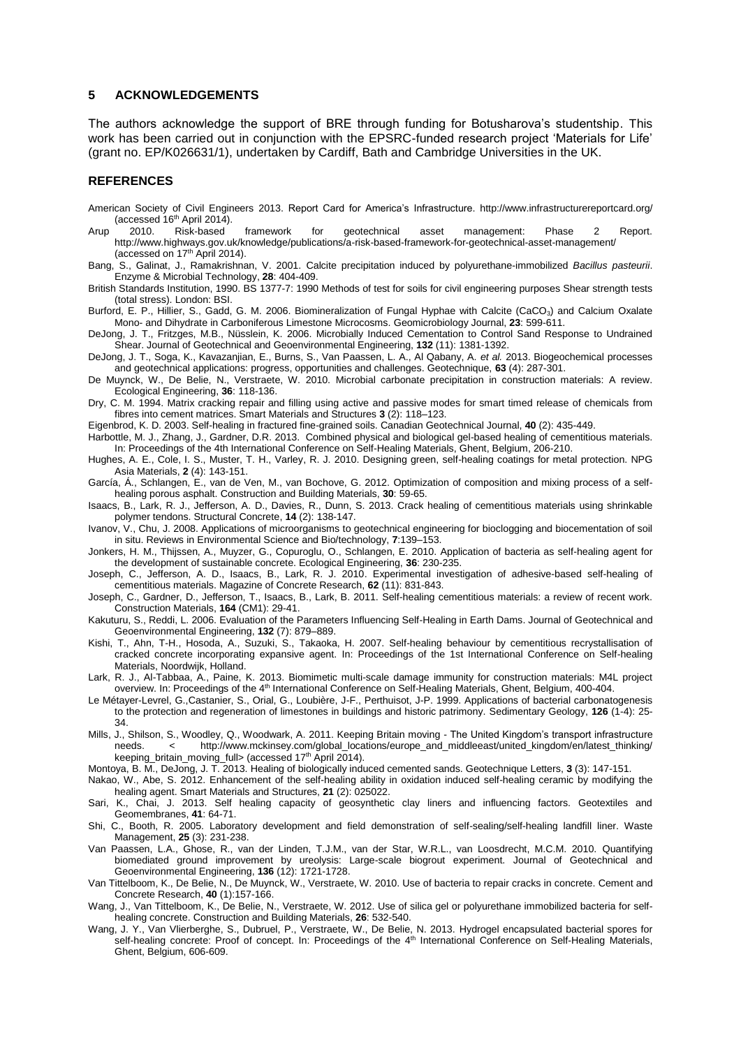## 5 ACKNOWLEDGEMENTS

The authors acknowledge the support of BRE through funding for Botusharova's studentship. This work has been carried out in conjunction with the EPSRC-funded research project 'Materials for Life' (grant no. EP/K026631/1), undertaken by Cardiff, Bath and Cambridge Universities in the UK.

## REFERENCES

American Society of Civil Engineers 2013. Report Card for America's Infrastructure. http://www.infrastructurereportcard.org/ (accessed 16th April 2014).

Arup 2010. Risk-based framework for geotechnical asset management: Phase 2 Report. http://www.highways.gov.uk/knowledge/publications/a-risk-based-framework-for-geotechnical-asset-management/ (accessed on 17th April 2014).

Bang, S., Galinat, J., Ramakrishnan, V. 2001. Calcite precipitation induced by polyurethane-immobilized *Bacillus pasteurii*. Enzyme & Microbial Technology, **28**: 404-409.

British Standards Institution, 1990. BS 1377-7: 1990 Methods of test for soils for civil engineering purposes Shear strength tests (total stress). London: BSI.

Burford, E. P., Hillier, S., Gadd, G. M. 2006. Biomineralization of Fungal Hyphae with Calcite ($CaCO_3$) and Calcium Oxalate Mono- and Dihydrate in Carboniferous Limestone Microcosms. Geomicrobiology Journal, **23**: 599-611.

DeJong, J. T., Fritzges, M.B., Nüsslein, K. 2006. Microbially Induced Cementation to Control Sand Response to Undrained Shear. Journal of Geotechnical and Geoenvironmental Engineering, **132** (11): 1381-1392.

DeJong, J. T., Soga, K., Kavazanjian, E., Burns, S., Van Paassen, L. A., Al Qabany, A. *et al.* 2013. Biogeochemical processes and geotechnical applications: progress, opportunities and challenges. Geotechnique, **63** (4): 287-301.

De Muynck, W., De Belie, N., Verstraete, W. 2010. Microbial carbonate precipitation in construction materials: A review. Ecological Engineering, **36**: 118-136.

Dry, C. M. 1994. Matrix cracking repair and filling using active and passive modes for smart timed release of chemicals from fibres into cement matrices. Smart Materials and Structures **3** (2): 118–123.

Eigenbrod, K. D. 2003. Self-healing in fractured fine-grained soils. Canadian Geotechnical Journal, **40** (2): 435-449.

Harbottle, M. J., Zhang, J., Gardner, D.R. 2013. Combined physical and biological gel-based healing of cementitious materials. In: Proceedings of the 4th International Conference on Self-Healing Materials, Ghent, Belgium, 206-210.

Hughes, A. E., Cole, I. S., Muster, T. H., Varley, R. J. 2010. Designing green, self-healing coatings for metal protection. NPG Asia Materials, **2** (4): 143-151.

García, Á., Schlangen, E., van de Ven, M., van Bochove, G. 2012. Optimization of composition and mixing process of a self-healing porous asphalt. Construction and Building Materials, **30**: 59-65.

Isaacs, B., Lark, R. J., Jefferson, A. D., Davies, R., Dunn, S. 2013. Crack healing of cementitious materials using shrinkable polymer tendons. Structural Concrete, **14** (2): 138-147.

Ivanov, V., Chu, J. 2008. Applications of microorganisms to geotechnical engineering for bioclogging and biocementation of soil in situ. Reviews in Environmental Science and Bio/technology, **7**:139–153.

Jonkers, H. M., Thijssen, A., Muyzer, G., Copuroglu, O., Schlangen, E. 2010. Application of bacteria as self-healing agent for the development of sustainable concrete. Ecological Engineering, **36**: 230-235.

Joseph, C., Jefferson, A. D., Isaacs, B., Lark, R. J. 2010. Experimental investigation of adhesive-based self-healing of cementitious materials. Magazine of Concrete Research, **62** (11): 831-843.

Joseph, C., Gardner, D., Jefferson, T., Isaacs, B., Lark, B. 2011. Self-healing cementitious materials: a review of recent work. Construction Materials, **164** (CM1): 29-41.

Kakuturu, S., Reddi, L. 2006. Evaluation of the Parameters Influencing Self-Healing in Earth Dams. Journal of Geotechnical and Geoenvironmental Engineering, **132** (7): 879–889.

Kishi, T., Ahn, T-H., Hosoda, A., Suzuki, S., Takaoka, H. 2007. Self-healing behaviour by cementitious recrystallisation of cracked concrete incorporating expansive agent. In: Proceedings of the 1st International Conference on Self-healing Materials, Noordwijk, Holland.

Lark, R. J., Al-Tabbaa, A., Paine, K. 2013. Biomimetic multi-scale damage immunity for construction materials: M4L project overview. In: Proceedings of the 4th International Conference on Self-Healing Materials, Ghent, Belgium, 400-404.

Le Métayer-Levrel, G.,Castanier, S., Orial, G., Loubière, J-F., Perthuisot, J-P. 1999. Applications of bacterial carbonatogenesis to the protection and regeneration of limestones in buildings and historic patrimony. Sedimentary Geology, **126** (1-4): 25-34.

Mills, J., Shilson, S., Woodley, Q., Woodwark, A. 2011. Keeping Britain moving - The United Kingdom's transport infrastructure needs. < http://www.mckinsey.com/global_locations/europe_and_middleeast/united_kingdom/en/latest_thinking/keeping_britain_moving_full> (accessed 17th April 2014).

Montoya, B. M., DeJong, J. T. 2013. Healing of biologically induced cemented sands. Geotechnique Letters, **3** (3): 147-151.

Nakao, W., Abe, S. 2012. Enhancement of the self-healing ability in oxidation induced self-healing ceramic by modifying the healing agent. Smart Materials and Structures, **21** (2): 025022.

Sari, K., Chai, J. 2013. Self healing capacity of geosynthetic clay liners and influencing factors. Geotextiles and Geomembranes, **41**: 64-71.

Shi, C., Booth, R. 2005. Laboratory development and field demonstration of self-sealing/self-healing landfill liner. Waste Management, **25** (3): 231-238.

Van Paassen, L.A., Ghose, R., van der Linden, T.J.M., van der Star, W.R.L., van Loosdrecht, M.C.M. 2010. Quantifying biomediated ground improvement by ureolysis: Large-scale biogrout experiment. Journal of Geotechnical and Geoenvironmental Engineering, **136** (12): 1721-1728.

Van Tittelboom, K., De Belie, N., De Muynck, W., Verstraete, W. 2010. Use of bacteria to repair cracks in concrete. Cement and Concrete Research, **40** (1):157-166.

Wang, J., Van Tittelboom, K., De Belie, N., Verstraete, W. 2012. Use of silica gel or polyurethane immobilized bacteria for self-healing concrete. Construction and Building Materials, **26**: 532-540.

Wang, J. Y., Van Vlierberghe, S., Dubruel, P., Verstraete, W., De Belie, N. 2013. Hydrogel encapsulated bacterial spores for self-healing concrete: Proof of concept. In: Proceedings of the 4th International Conference on Self-Healing Materials, Ghent, Belgium, 606-609.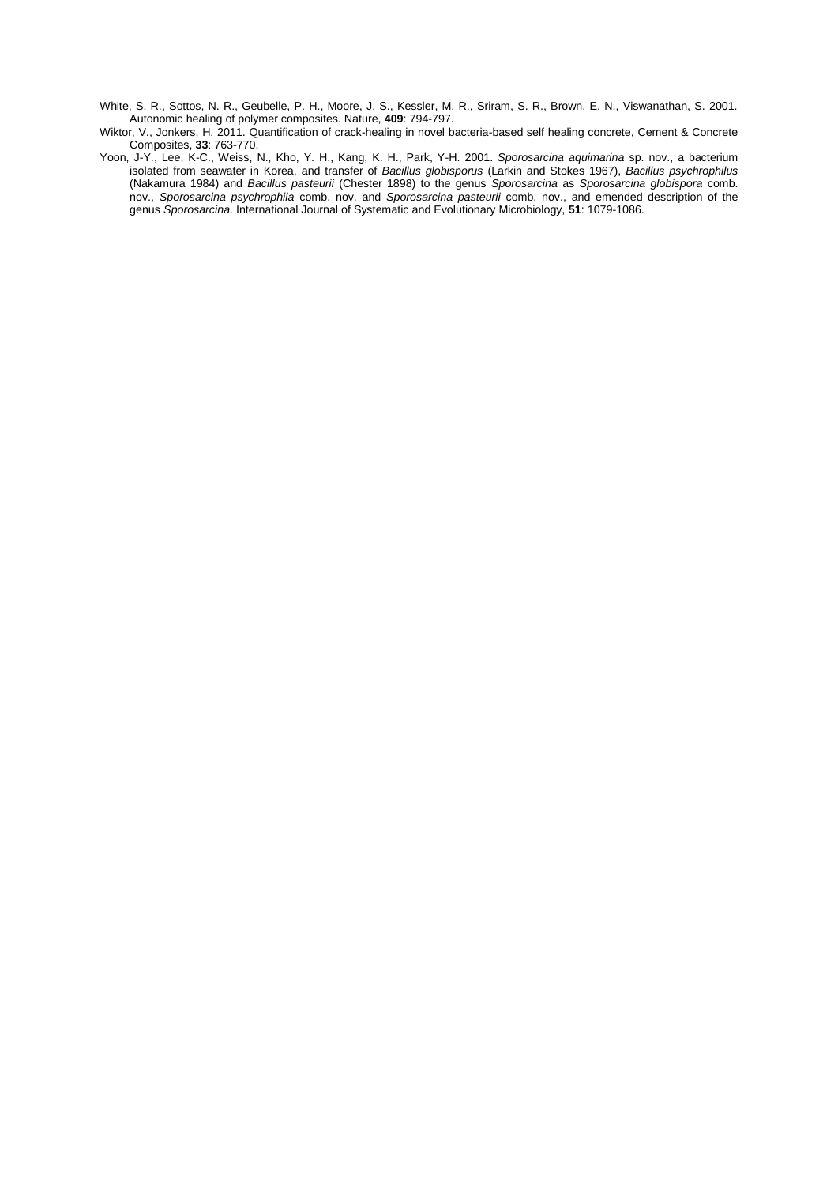White, S. R., Sottos, N. R., Geubelle, P. H., Moore, J. S., Kessler, M. R., Sriram, S. R., Brown, E. N., Viswanathan, S. 2001. Autonomic healing of polymer composites. Nature, **409**: 794-797.

Wiktor, V., Jonkers, H. 2011. Quantification of crack-healing in novel bacteria-based self healing concrete, Cement & Concrete Composites, **33**: 763-770.

Yoon, J-Y., Lee, K-C., Weiss, N., Kho, Y. H., Kang, K. H., Park, Y-H. 2001. *Sporosarcina aquimarina* sp. nov., a bacterium isolated from seawater in Korea, and transfer of *Bacillus globisporus* (Larkin and Stokes 1967), *Bacillus psychrophilus* (Nakamura 1984) and *Bacillus pasteurii* (Chester 1898) to the genus *Sporosarcina* as *Sporosarcina globispora* comb. nov., *Sporosarcina psychrophila* comb. nov. and *Sporosarcina pasteurii* comb. nov., and emended description of the genus *Sporosarcina*. International Journal of Systematic and Evolutionary Microbiology, **51**: 1079-1086.